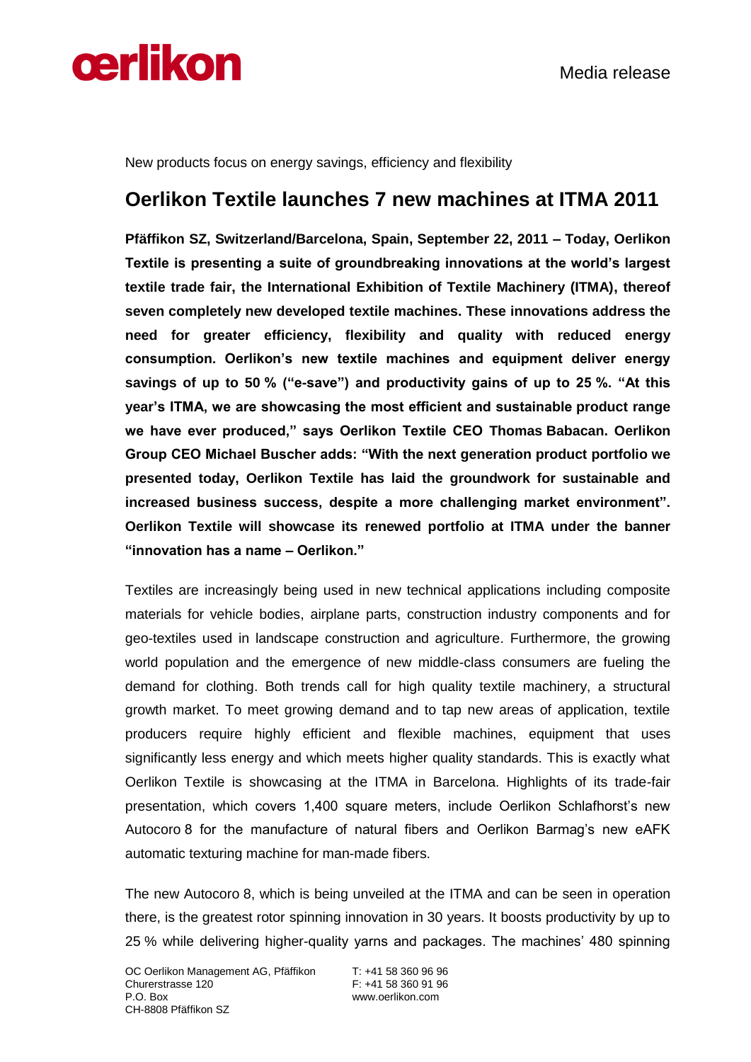Media release

New products focus on energy savings, efficiency and flexibility

# Oerlikon Textile launches 7 new machines at ITMA 2011

**Pfäffikon SZ, Switzerland/Barcelona, Spain, September 22, 2011 – Today, Oerlikon Textile is presenting a suite of groundbreaking innovations at the world's largest textile trade fair, the International Exhibition of Textile Machinery (ITMA), thereof seven completely new developed textile machines. These innovations address the need for greater efficiency, flexibility and quality with reduced energy consumption. Oerlikon's new textile machines and equipment deliver energy savings of up to 50 % ("e-save") and productivity gains of up to 25 %. "At this year's ITMA, we are showcasing the most efficient and sustainable product range we have ever produced," says Oerlikon Textile CEO Thomas Babacan. Oerlikon Group CEO Michael Buscher adds: "With the next generation product portfolio we presented today, Oerlikon Textile has laid the groundwork for sustainable and increased business success, despite a more challenging market environment". Oerlikon Textile will showcase its renewed portfolio at ITMA under the banner "innovation has a name – Oerlikon."**

Textiles are increasingly being used in new technical applications including composite materials for vehicle bodies, airplane parts, construction industry components and for geo-textiles used in landscape construction and agriculture. Furthermore, the growing world population and the emergence of new middle-class consumers are fueling the demand for clothing. Both trends call for high quality textile machinery, a structural growth market. To meet growing demand and to tap new areas of application, textile producers require highly efficient and flexible machines, equipment that uses significantly less energy and which meets higher quality standards. This is exactly what Oerlikon Textile is showcasing at the ITMA in Barcelona. Highlights of its trade-fair presentation, which covers 1,400 square meters, include Oerlikon Schlafhorst's new Autocoro 8 for the manufacture of natural fibers and Oerlikon Barmag's new eAFK automatic texturing machine for man-made fibers.

The new Autocoro 8, which is being unveiled at the ITMA and can be seen in operation there, is the greatest rotor spinning innovation in 30 years. It boosts productivity by up to 25 % while delivering higher-quality yarns and packages. The machines' 480 spinning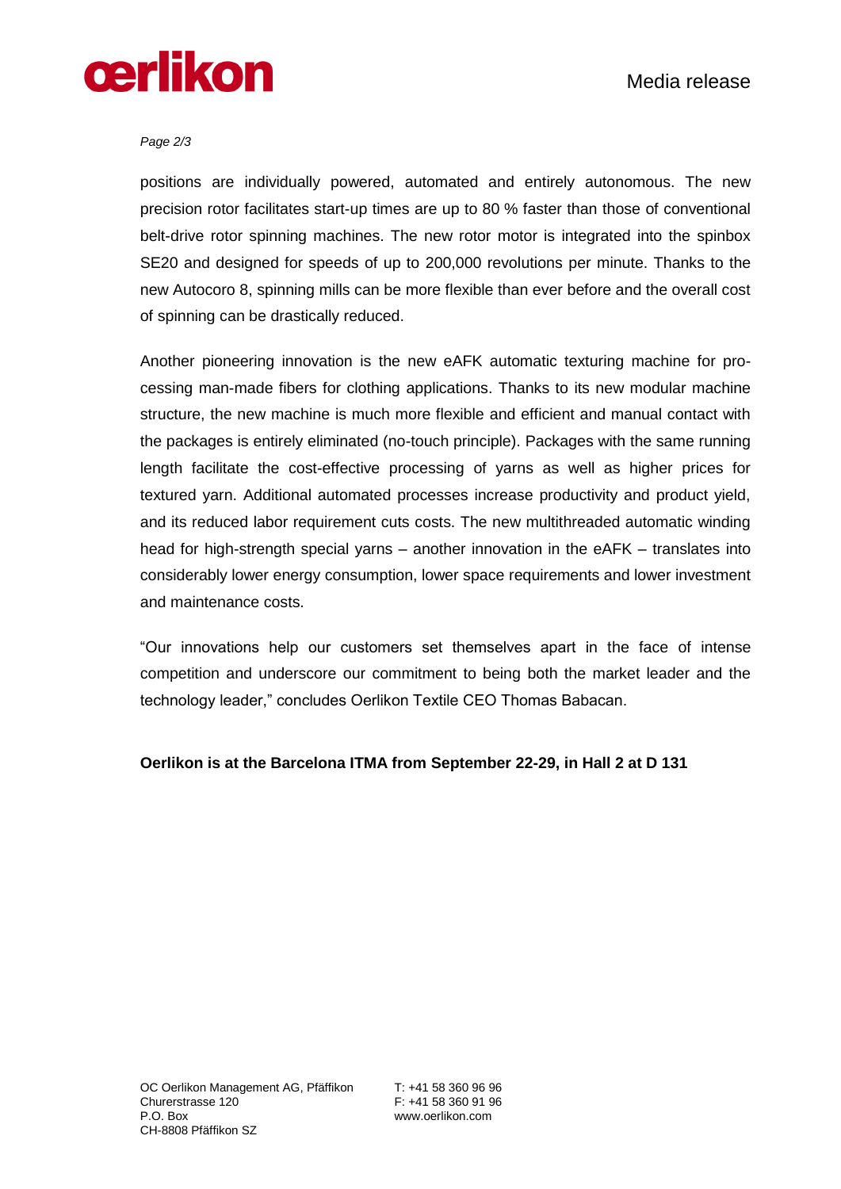positions are individually powered, automated and entirely autonomous. The new precision rotor facilitates start-up times are up to 80 % faster than those of conventional belt-drive rotor spinning machines. The new rotor motor is integrated into the spinbox SE20 and designed for speeds of up to 200,000 revolutions per minute. Thanks to the new Autocoro 8, spinning mills can be more flexible than ever before and the overall cost of spinning can be drastically reduced.

Another pioneering innovation is the new eAFK automatic texturing machine for processing man-made fibers for clothing applications. Thanks to its new modular machine structure, the new machine is much more flexible and efficient and manual contact with the packages is entirely eliminated (no-touch principle). Packages with the same running length facilitate the cost-effective processing of yarns as well as higher prices for textured yarn. Additional automated processes increase productivity and product yield, and its reduced labor requirement cuts costs. The new multithreaded automatic winding head for high-strength special yarns – another innovation in the eAFK – translates into considerably lower energy consumption, lower space requirements and lower investment and maintenance costs.

"Our innovations help our customers set themselves apart in the face of intense competition and underscore our commitment to being both the market leader and the technology leader," concludes Oerlikon Textile CEO Thomas Babacan.

**Oerlikon is at the Barcelona ITMA from September 22-29, in Hall 2 at D 131**

OC Oerlikon Management AG, Pfäffikon
Churerstrasse 120
P.O. Box
CH-8808 Pfäffikon SZ

T: +41 58 360 96 96
F: +41 58 360 91 96
www.oerlikon.com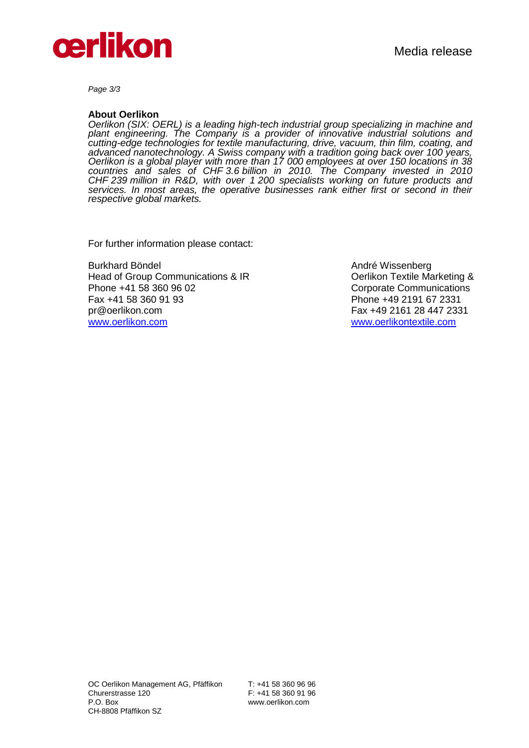**About Oerlikon**

*Oerlikon (SIX: OERL) is a leading high-tech industrial group specializing in machine and plant engineering. The Company is a provider of innovative industrial solutions and cutting-edge technologies for textile manufacturing, drive, vacuum, thin film, coating, and advanced nanotechnology. A Swiss company with a tradition going back over 100 years, Oerlikon is a global player with more than 17 000 employees at over 150 locations in 38 countries and sales of CHF 3.6 billion in 2010. The Company invested in 2010 CHF 239 million in R&D, with over 1 200 specialists working on future products and services. In most areas, the operative businesses rank either first or second in their respective global markets.*

For further information please contact:

Burkhard Böndel
Head of Group Communications & IR
Phone +41 58 360 96 02
Fax +41 58 360 91 93
pr@oerlikon.com
[www.oerlikon.com](http://www.oerlikon.com)

André Wissenberg
Oerlikon Textile Marketing & Corporate Communications
Phone +49 2191 67 2331
Fax +49 2161 28 447 2331
[www.oerlikontextile.com](http://www.oerlikontextile.com)

OC Oerlikon Management AG, Pfäffikon
Churerstrasse 120
P.O. Box
CH-8808 Pfäffikon SZ

T: +41 58 360 96 96
F: +41 58 360 91 96
www.oerlikon.com